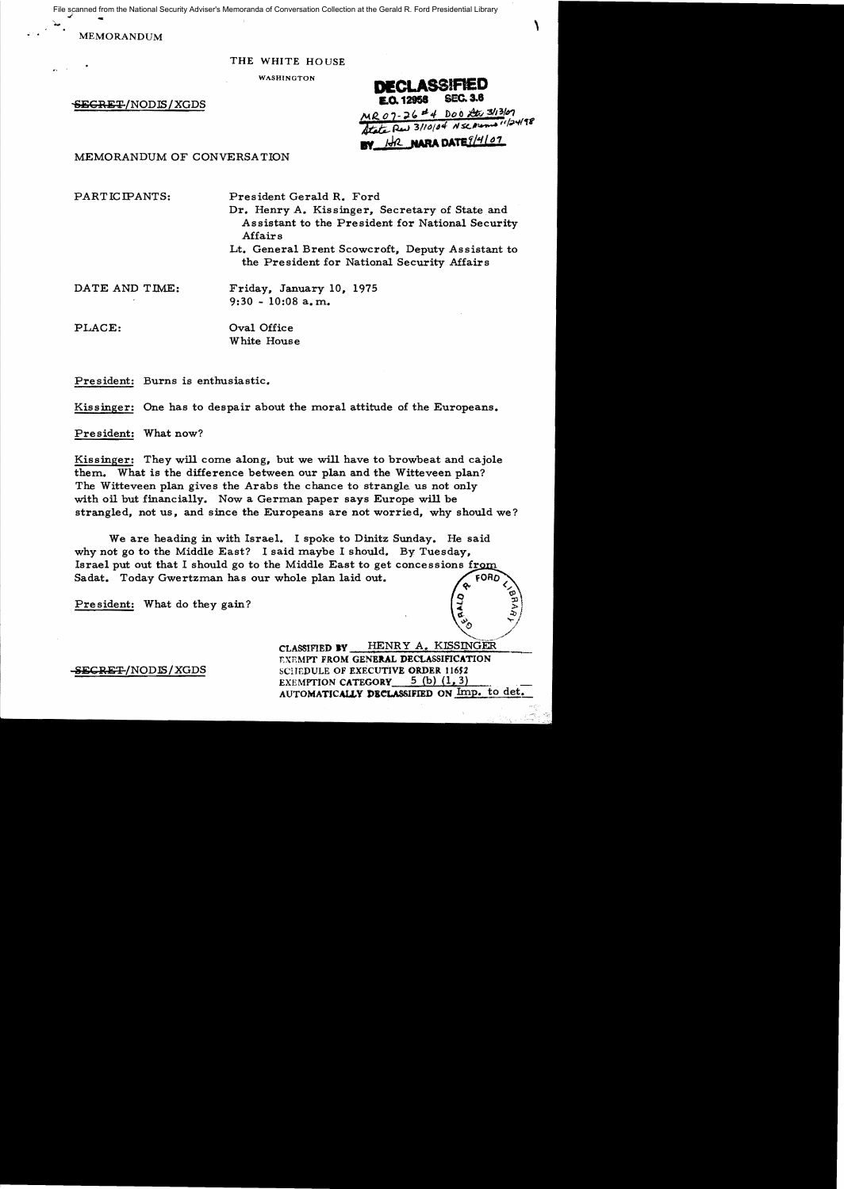File scanned from the National Security Adviser's Memoranda of Conversation Collection at the Gerald R. Ford Presidential Library

MEMORANDUM

THE WHITE HOUSE

WASHINGTON

~~SECRET~~/NODIS/XGDS

DECLASSIFIED
E.O. 12958 SEC. 3.6
MR 07-26 #4 DoD ltr 3/13/07
State Rev 3/10/04 NSC Memo 11/24/98
BY HR NARA DATE 9/4/07

MEMORANDUM OF CONVERSATION

PARTICIPANTS: President Gerald R. Ford
Dr. Henry A. Kissinger, Secretary of State and Assistant to the President for National Security Affairs
Lt. General Brent Scowcroft, Deputy Assistant to the President for National Security Affairs

DATE AND TIME: Friday, January 10, 1975
9:30 - 10:08 a.m.

PLACE: Oval Office
White House

President: Burns is enthusiastic.

Kissinger: One has to despair about the moral attitude of the Europeans.

President: What now?

Kissinger: They will come along, but we will have to browbeat and cajole them. What is the difference between our plan and the Witteveen plan? The Witteveen plan gives the Arabs the chance to strangle us not only with oil but financially. Now a German paper says Europe will be strangled, not us, and since the Europeans are not worried, why should we?

We are heading in with Israel. I spoke to Dinitz Sunday. He said why not go to the Middle East? I said maybe I should. By Tuesday, Israel put out that I should go to the Middle East to get concessions from Sadat. Today Gwertzman has our whole plan laid out.

President: What do they gain?

~~SECRET~~/NODIS/XGDS

CLASSIFIED BY HENRY A. KISSINGER
EXEMPT FROM GENERAL DECLASSIFICATION
SCHEDULE OF EXECUTIVE ORDER 11652
EXEMPTION CATEGORY 5 (b) (1, 3)
AUTOMATICALLY DECLASSIFIED ON Imp. to det.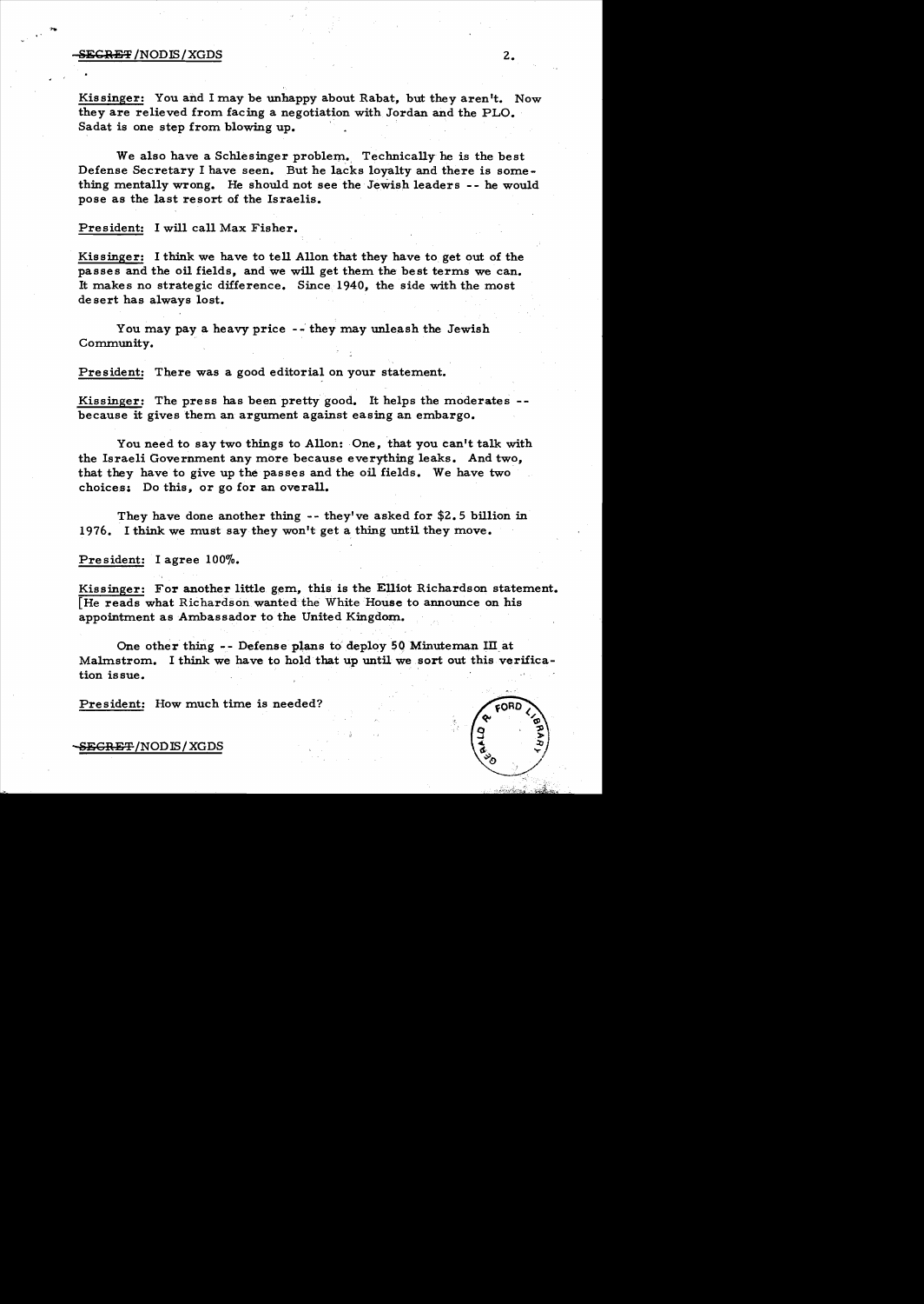Kissinger: You and I may be unhappy about Rabat, but they aren't. Now they are relieved from facing a negotiation with Jordan and the PLO. Sadat is one step from blowing up.

We also have a Schlesinger problem. Technically he is the best Defense Secretary I have seen. But he lacks loyalty and there is something mentally wrong. He should not see the Jewish leaders -- he would pose as the last resort of the Israelis.

President: I will call Max Fisher.

Kissinger: I think we have to tell Allon that they have to get out of the passes and the oil fields, and we will get them the best terms we can. It makes no strategic difference. Since 1940, the side with the most desert has always lost.

You may pay a heavy price -- they may unleash the Jewish Community.

President: There was a good editorial on your statement.

Kissinger: The press has been pretty good. It helps the moderates -- because it gives them an argument against easing an embargo.

You need to say two things to Allon: One, that you can't talk with the Israeli Government any more because everything leaks. And two, that they have to give up the passes and the oil fields. We have two choices: Do this, or go for an overall.

They have done another thing -- they've asked for $2.5 billion in 1976. I think we must say they won't get a thing until they move.

President: I agree 100%.

Kissinger: For another little gem, this is the Elliot Richardson statement. [He reads what Richardson wanted the White House to announce on his appointment as Ambassador to the United Kingdom.

One other thing -- Defense plans to deploy 50 Minuteman III at Malmstrom. I think we have to hold that up until we sort out this verification issue.

President: How much time is needed?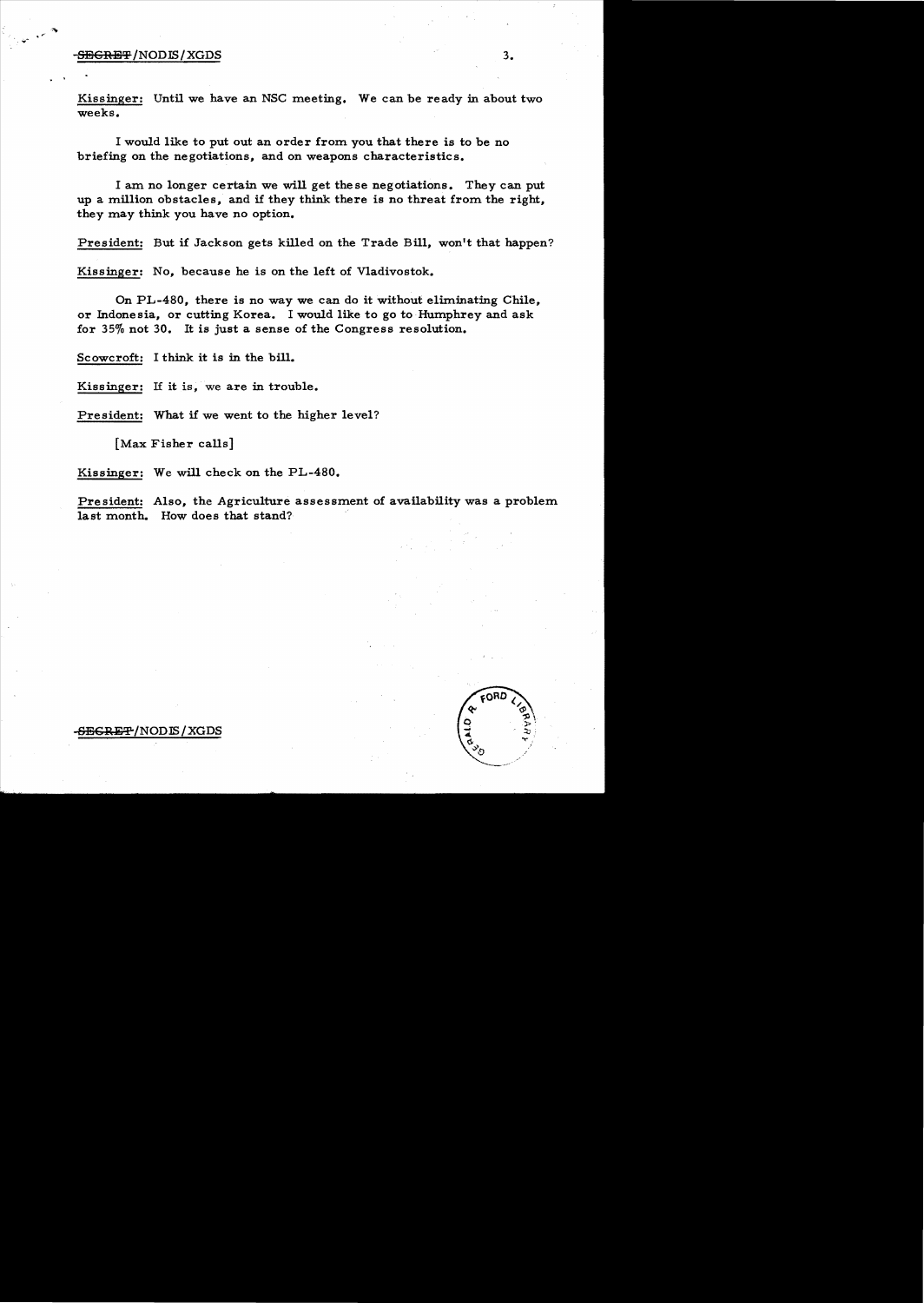Kissinger: Until we have an NSC meeting. We can be ready in about two weeks.

I would like to put out an order from you that there is to be no briefing on the negotiations, and on weapons characteristics.

I am no longer certain we will get these negotiations. They can put up a million obstacles, and if they think there is no threat from the right, they may think you have no option.

President: But if Jackson gets killed on the Trade Bill, won't that happen?

Kissinger: No, because he is on the left of Vladivostok.

On PL-480, there is no way we can do it without eliminating Chile, or Indonesia, or cutting Korea. I would like to go to Humphrey and ask for 35% not 30. It is just a sense of the Congress resolution.

Scowcroft: I think it is in the bill.

Kissinger: If it is, we are in trouble.

President: What if we went to the higher level?

[Max Fisher calls]

Kissinger: We will check on the PL-480.

President: Also, the Agriculture assessment of availability was a problem last month. How does that stand?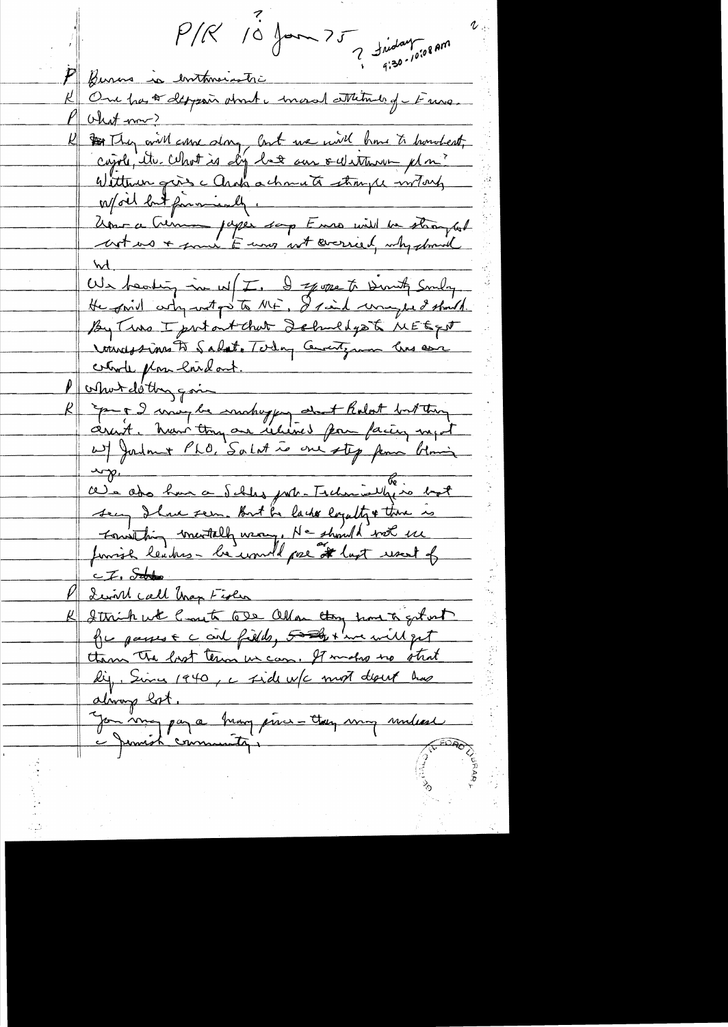P/K 10? Jan 75 ? Friday 9:30-10:08 AM

P Burns is enthusiastic

K One has ~~a~~ despair about the moral attitude of Europe.

P What now?

K ~~The~~ They will come along but we will have to browbeat, cajole, etc. What is dif bet our & Wilson plan? Wilson gives the Arabs a chance to strangle industry w/oil but financially.

Now a German paper says Europe will be strangled. But we & some Europeans not worried, why should we.

We heading in w/ I. I spoke to Dinitz Sunday. He said why not go to ME. I said maybe I should. By Tues I point out that I should go to ME & get concessions to Sadat. Today Government has our whole plan leaked out.

P What do they gain

K You & I may be unhappy about Rabat but they aren't. Now they are relieved from facing negot w/ Jordan & PLO. Sadat is one step from blowing up.

We also have a Schles prob. Technically is best Secy I have seen. But he lacks loyalty & there is something mentally wrong. He should not see Jewish leaders—he would pose as last resort of the I. State

P Did call Max Fisher

K I think we have to tell them they have to get out of the passes & the oil fields, ~~the~~ & we will get them the best terms we can. It makes no strat dif. Since 1940, the side w/c most depends has always lost.

You may pay a heavy price—they may unleash the Jewish community.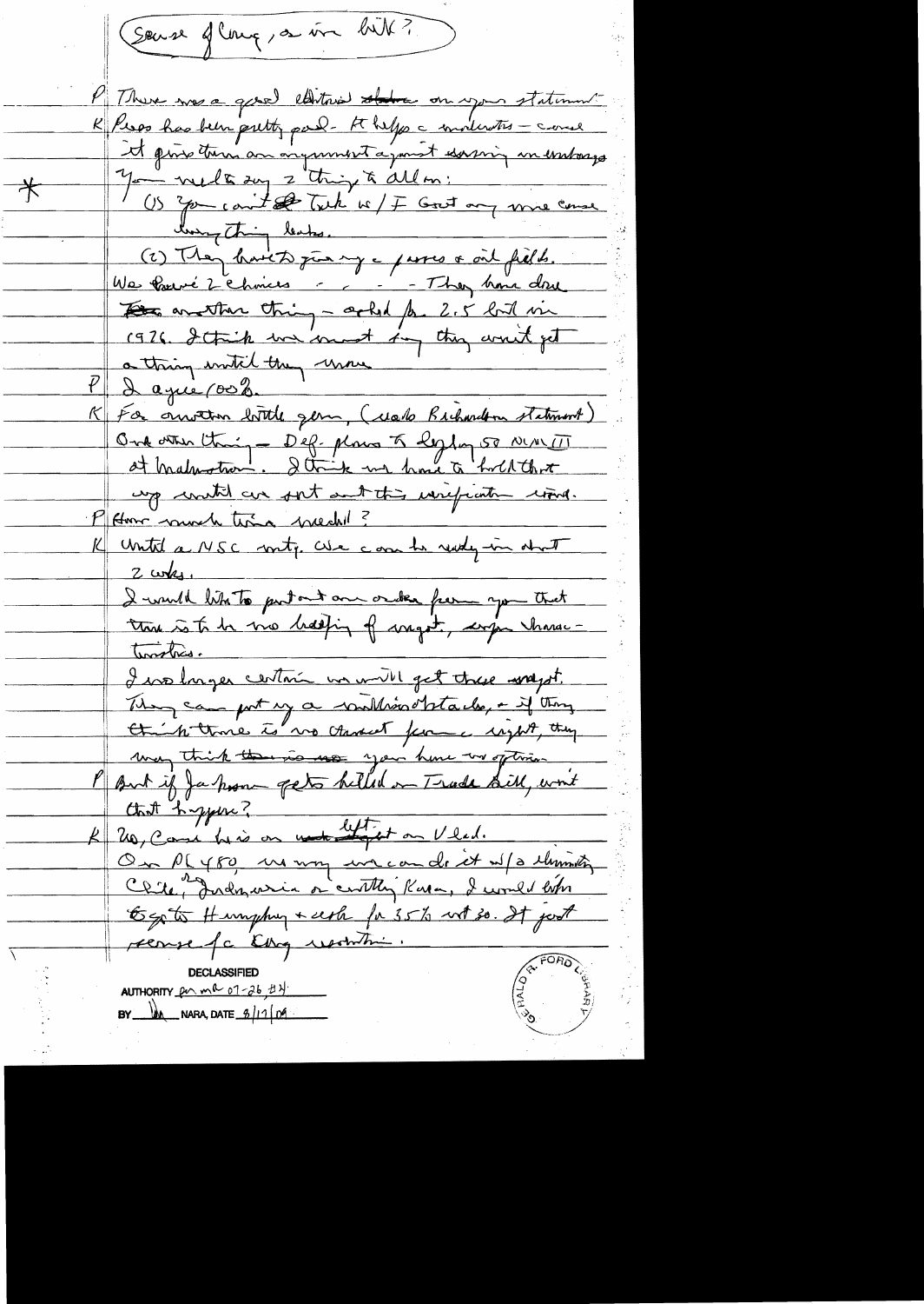(Sense of Cong, as in bill?)

P There was a good editorial on your statement.

K Press has been pretty good. It helps c moderates – cause it gives them an argument against wasting in embassys.

\* You need to say 2 things to Allen:
(1) You can't talk w/ F Govt any more cause everything leaks.
(2) They have to give up c passes & oil fields.

We have 2 choices – – – – They have done another thing – asked for 2.5 bil in 1976. I think we must say they won't get a thing until they move

P I agree 100%.

K For another little gem, (read Richardson statement)
One other thing – Def. plans to deploy 50 MM III at Malmstrom. I think we have to hold that up until we sort out this verification issue.

P How much time needed?

K Until a NSC mtg. We can be ready in about 2 wks.
I would like to put out an order from you that there is to be no leaking of weight, crypto characteristics.
I no longer certain we will get these weight. They can put up a million obstacles, & if they think there is no chance for a right, they may think they have no option

P But if Jackson gets killed on Trade Bill, won't that happen?

K No, cause he is on weight on Vlad.
On PL 480, we may can do it w/o eliminating Chile, Indonesia or cutting Korea. I would like to go to Humphrey & ask for 35% not 30. It just sense of a Cong resolution.

DECLASSIFIED
AUTHORITY per MR 07-26, #2
BY [illegible] NARA, DATE 8/17/09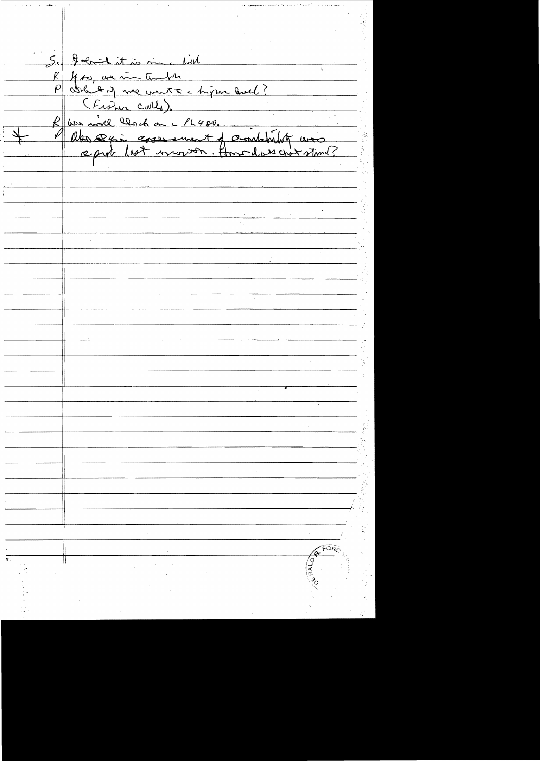S: I think it is in a bill

K: If so, we can handle

P: What if we went to a higher level?

(Fisher calls).

K: We will check on a PL480.

\* P: Also Syrian assessment of availability was a point last month. How does that stand?